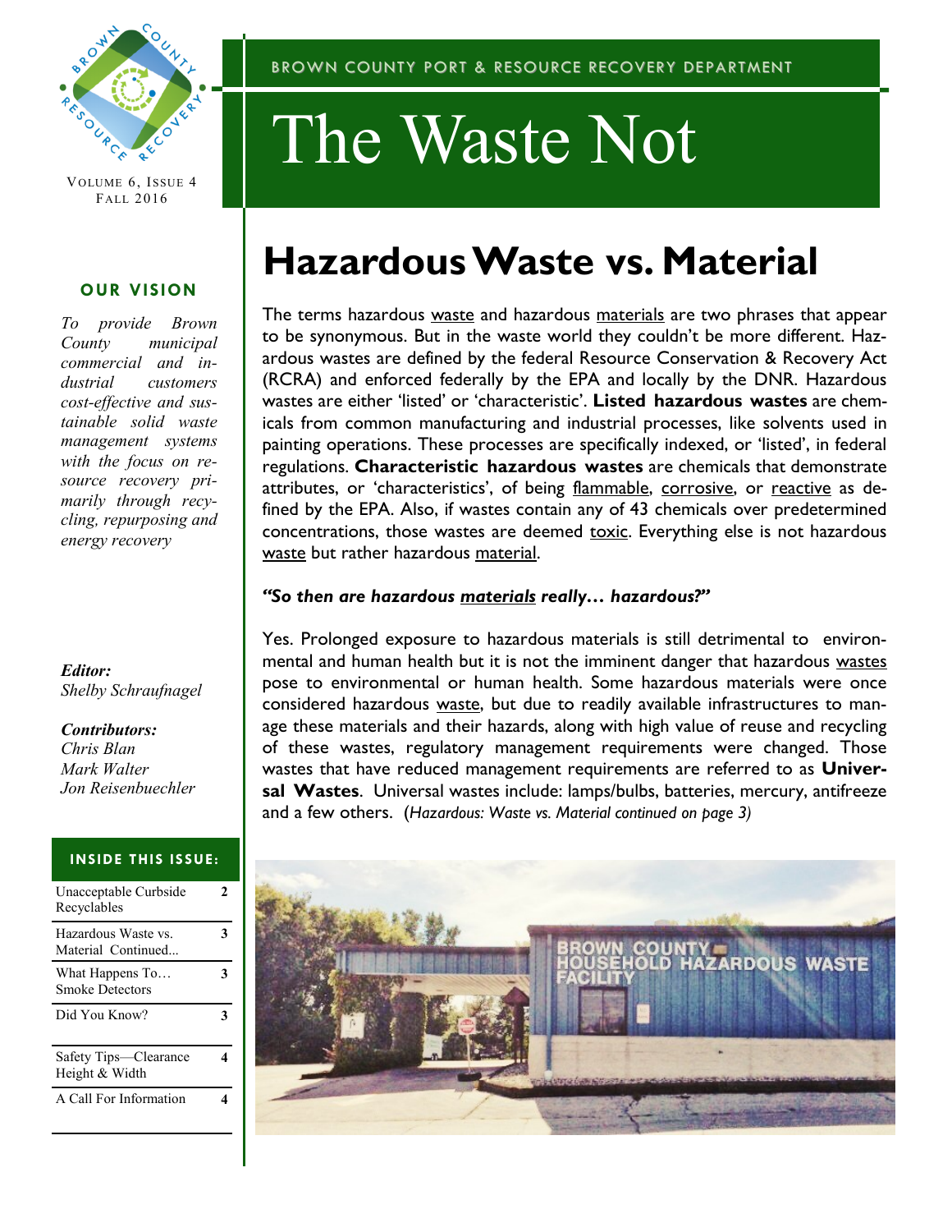BROWN COUNTY PORT & RESOURCE RECOVERY DEPARTMENT

# The Waste Not

VOLUME 6, ISSUE 4
FALL 2016

### OUR VISION

*To provide Brown County municipal commercial and industrial customers cost-effective and sustainable solid waste management systems with the focus on resource recovery primarily through recycling, repurposing and energy recovery*

***Editor:***
*Shelby Schraufnagel*

***Contributors:***
*Chris Blan*
*Mark Walter*
*Jon Reisenbuechler*

### INSIDE THIS ISSUE:

| | |
|---|---|
| Unacceptable Curbside Recyclables | 2 |
| Hazardous Waste vs. Material Continued... | 3 |
| What Happens To… Smoke Detectors | 3 |
| Did You Know? | 3 |
| Safety Tips—Clearance Height & Width | 4 |
| A Call For Information | 4 |

## Hazardous Waste vs. Material

The terms hazardous waste and hazardous materials are two phrases that appear to be synonymous. But in the waste world they couldn't be more different. Hazardous wastes are defined by the federal Resource Conservation & Recovery Act (RCRA) and enforced federally by the EPA and locally by the DNR. Hazardous wastes are either 'listed' or 'characteristic'. **Listed hazardous wastes** are chemicals from common manufacturing and industrial processes, like solvents used in painting operations. These processes are specifically indexed, or 'listed', in federal regulations. **Characteristic hazardous wastes** are chemicals that demonstrate attributes, or 'characteristics', of being flammable, corrosive, or reactive as defined by the EPA. Also, if wastes contain any of 43 chemicals over predetermined concentrations, those wastes are deemed toxic. Everything else is not hazardous waste but rather hazardous material.

***"So then are hazardous materials really… hazardous?"***

Yes. Prolonged exposure to hazardous materials is still detrimental to environmental and human health but it is not the imminent danger that hazardous wastes pose to environmental or human health. Some hazardous materials were once considered hazardous waste, but due to readily available infrastructures to manage these materials and their hazards, along with high value of reuse and recycling of these wastes, regulatory management requirements were changed. Those wastes that have reduced management requirements are referred to as **Universal Wastes**. Universal wastes include: lamps/bulbs, batteries, mercury, antifreeze and a few others. (*Hazardous: Waste vs. Material continued on page 3)*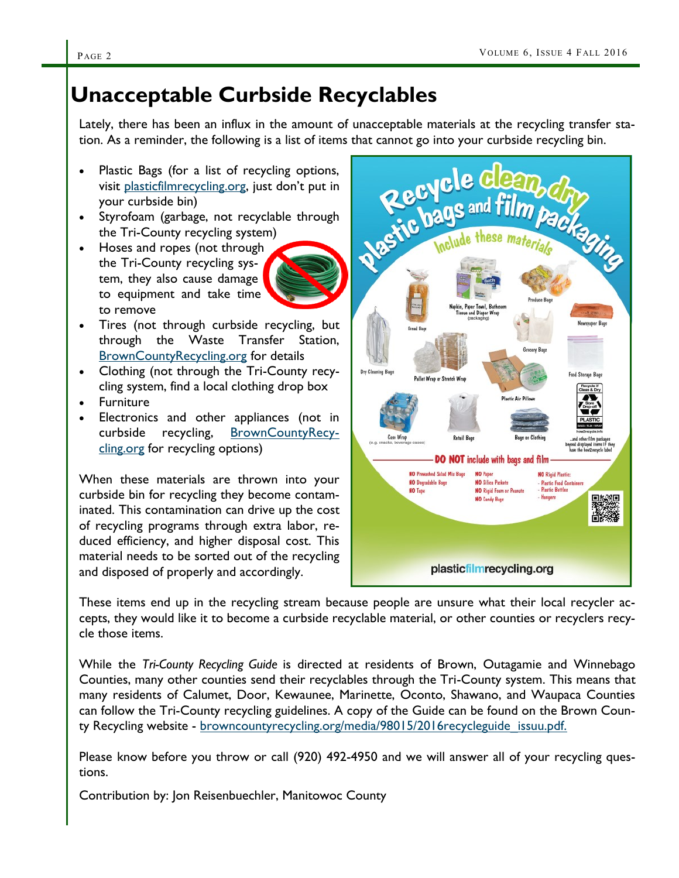# Unacceptable Curbside Recyclables

Lately, there has been an influx in the amount of unacceptable materials at the recycling transfer station. As a reminder, the following is a list of items that cannot go into your curbside recycling bin.

- Plastic Bags (for a list of recycling options, visit plasticfilmrecycling.org, just don't put in your curbside bin)
- Styrofoam (garbage, not recyclable through the Tri-County recycling system)
- Hoses and ropes (not through the Tri-County recycling system, they also cause damage to equipment and take time to remove
- Tires (not through curbside recycling, but through the Waste Transfer Station, BrownCountyRecycling.org for details
- Clothing (not through the Tri-County recycling system, find a local clothing drop box
- Furniture
- Electronics and other appliances (not in curbside recycling, BrownCountyRecycling.org for recycling options)

When these materials are thrown into your curbside bin for recycling they become contaminated. This contamination can drive up the cost of recycling programs through extra labor, reduced efficiency, and higher disposal cost. This material needs to be sorted out of the recycling and disposed of properly and accordingly.

These items end up in the recycling stream because people are unsure what their local recycler accepts, they would like it to become a curbside recyclable material, or other counties or recyclers recycle those items.

While the *Tri-County Recycling Guide* is directed at residents of Brown, Outagamie and Winnebago Counties, many other counties send their recyclables through the Tri-County system. This means that many residents of Calumet, Door, Kewaunee, Marinette, Oconto, Shawano, and Waupaca Counties can follow the Tri-County recycling guidelines. A copy of the Guide can be found on the Brown County Recycling website - browncountyrecycling.org/media/98015/2016recycleguide_issuu.pdf.

Please know before you throw or call (920) 492-4950 and we will answer all of your recycling questions.

Contribution by: Jon Reisenbuechler, Manitowoc County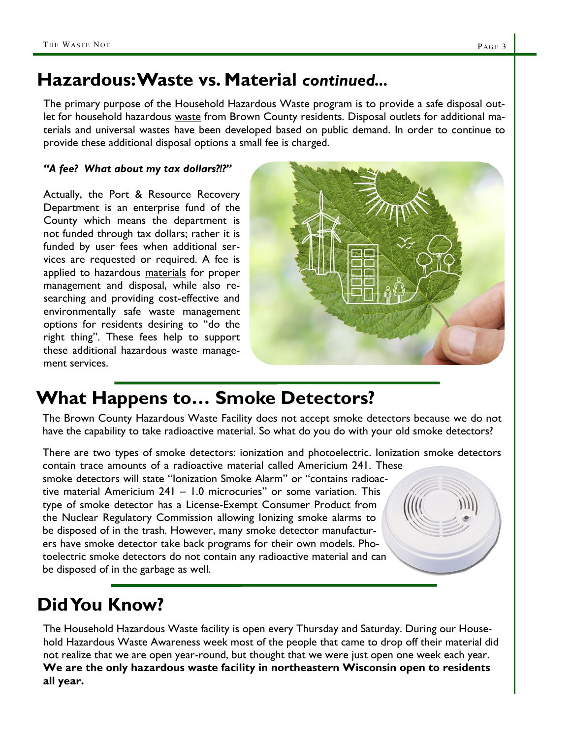# Hazardous: Waste vs. Material *continued...*

The primary purpose of the Household Hazardous Waste program is to provide a safe disposal outlet for household hazardous waste from Brown County residents. Disposal outlets for additional materials and universal wastes have been developed based on public demand. In order to continue to provide these additional disposal options a small fee is charged.

***"A fee? What about my tax dollars?!?"***

Actually, the Port & Resource Recovery Department is an enterprise fund of the County which means the department is not funded through tax dollars; rather it is funded by user fees when additional services are requested or required. A fee is applied to hazardous materials for proper management and disposal, while also researching and providing cost-effective and environmentally safe waste management options for residents desiring to "do the right thing". These fees help to support these additional hazardous waste management services.

# What Happens to… Smoke Detectors?

The Brown County Hazardous Waste Facility does not accept smoke detectors because we do not have the capability to take radioactive material. So what do you do with your old smoke detectors?

There are two types of smoke detectors: ionization and photoelectric. Ionization smoke detectors contain trace amounts of a radioactive material called Americium 241. These smoke detectors will state "Ionization Smoke Alarm" or "contains radioactive material Americium 241 – 1.0 microcuries" or some variation. This type of smoke detector has a License-Exempt Consumer Product from the Nuclear Regulatory Commission allowing Ionizing smoke alarms to be disposed of in the trash. However, many smoke detector manufacturers have smoke detector take back programs for their own models. Photoelectric smoke detectors do not contain any radioactive material and can be disposed of in the garbage as well.

# Did You Know?

The Household Hazardous Waste facility is open every Thursday and Saturday. During our Household Hazardous Waste Awareness week most of the people that came to drop off their material did not realize that we are open year-round, but thought that we were just open one week each year. **We are the only hazardous waste facility in northeastern Wisconsin open to residents all year.**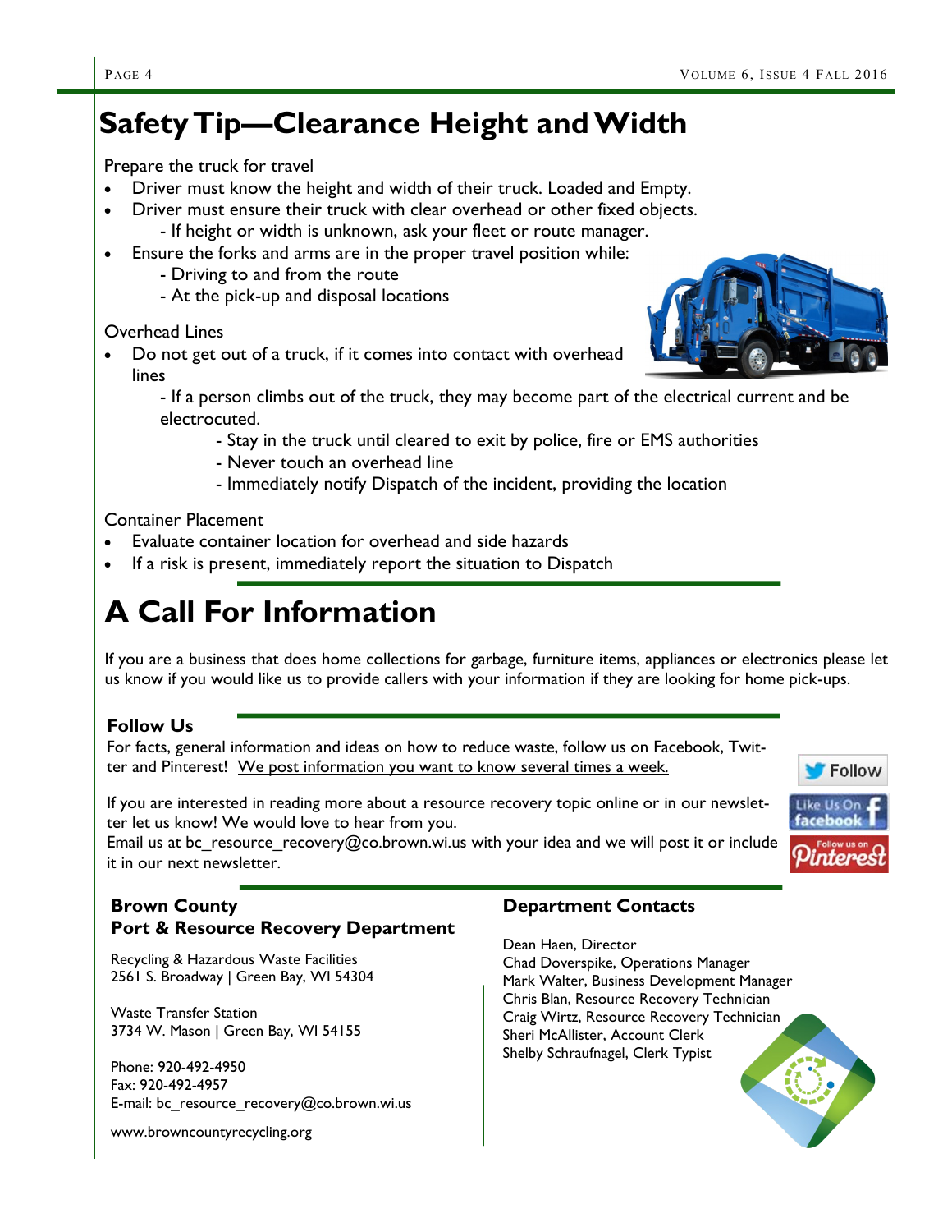# Safety Tip—Clearance Height and Width

Prepare the truck for travel

- Driver must know the height and width of their truck. Loaded and Empty.
- Driver must ensure their truck with clear overhead or other fixed objects.
  - If height or width is unknown, ask your fleet or route manager.
- Ensure the forks and arms are in the proper travel position while:
  - Driving to and from the route
  - At the pick-up and disposal locations

Overhead Lines

- Do not get out of a truck, if it comes into contact with overhead lines
  - If a person climbs out of the truck, they may become part of the electrical current and be electrocuted.
    - Stay in the truck until cleared to exit by police, fire or EMS authorities
    - Never touch an overhead line
    - Immediately notify Dispatch of the incident, providing the location

Container Placement

- Evaluate container location for overhead and side hazards
- If a risk is present, immediately report the situation to Dispatch

# A Call For Information

If you are a business that does home collections for garbage, furniture items, appliances or electronics please let us know if you would like us to provide callers with your information if they are looking for home pick-ups.

### Follow Us

For facts, general information and ideas on how to reduce waste, follow us on Facebook, Twitter and Pinterest! We post information you want to know several times a week.

If you are interested in reading more about a resource recovery topic online or in our newsletter let us know! We would love to hear from you.
Email us at bc_resource_recovery@co.brown.wi.us with your idea and we will post it or include it in our next newsletter.

### Brown County Port & Resource Recovery Department

Recycling & Hazardous Waste Facilities
2561 S. Broadway | Green Bay, WI 54304

Waste Transfer Station
3734 W. Mason | Green Bay, WI 54155

Phone: 920-492-4950
Fax: 920-492-4957
E-mail: bc_resource_recovery@co.brown.wi.us

www.browncountyrecycling.org

### Department Contacts

Dean Haen, Director
Chad Doverspike, Operations Manager
Mark Walter, Business Development Manager
Chris Blan, Resource Recovery Technician
Craig Wirtz, Resource Recovery Technician
Sheri McAllister, Account Clerk
Shelby Schraufnagel, Clerk Typist